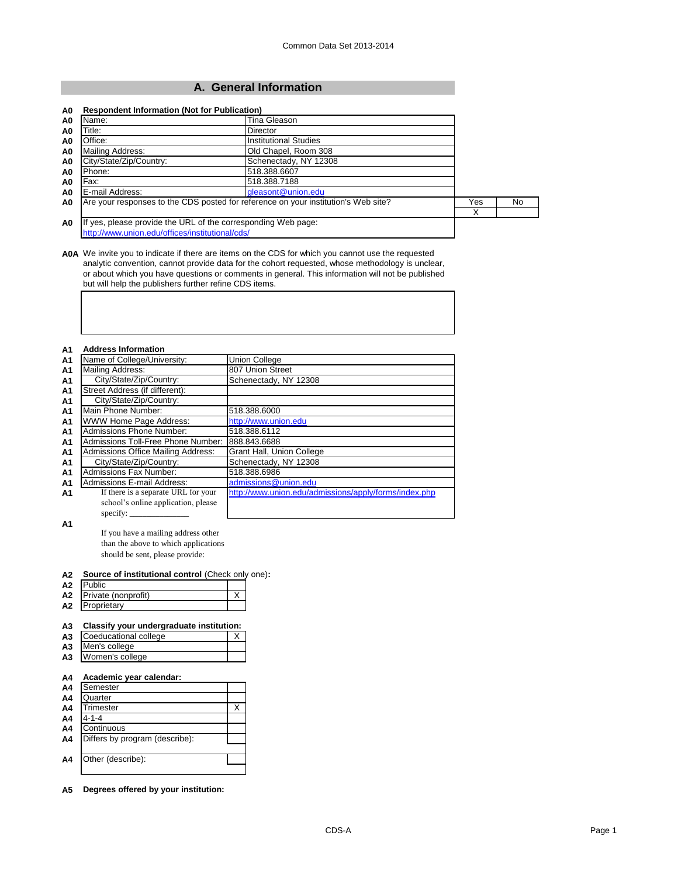## A. General Information

**A0 Respondent Information (Not for Publication)**

| | |
|---|---|
| Name: | Tina Gleason |
| Title: | Director |
| Office: | Institutional Studies |
| Mailing Address: | Old Chapel, Room 308 |
| City/State/Zip/Country: | Schenectady, NY 12308 |
| Phone: | 518.388.6607 |
| Fax: | 518.388.7188 |
| E-mail Address: | gleasont@union.edu |

| | Yes | No |
|---|---|---|
| A0 Are your responses to the CDS posted for reference on your institution's Web site? | X | |

A0 If yes, please provide the URL of the corresponding Web page:
http://www.union.edu/offices/institutional/cds/

**A0A** We invite you to indicate if there are items on the CDS for which you cannot use the requested analytic convention, cannot provide data for the cohort requested, whose methodology is unclear, or about which you have questions or comments in general. This information will not be published but will help the publishers further refine CDS items.

**A1 Address Information**

| | |
|---|---|
| Name of College/University: | Union College |
| Mailing Address: | 807 Union Street |
| City/State/Zip/Country: | Schenectady, NY 12308 |
| Street Address (if different): | |
| City/State/Zip/Country: | |
| Main Phone Number: | 518.388.6000 |
| WWW Home Page Address: | http://www.union.edu |
| Admissions Phone Number: | 518.388.6112 |
| Admissions Toll-Free Phone Number: | 888.843.6688 |
| Admissions Office Mailing Address: | Grant Hall, Union College |
| City/State/Zip/Country: | Schenectady, NY 12308 |
| Admissions Fax Number: | 518.388.6986 |
| Admissions E-mail Address: | admissions@union.edu |
| If there is a separate URL for your school's online application, please specify: _______________ | http://www.union.edu/admissions/apply/forms/index.php |

A1 If you have a mailing address other than the above to which applications should be sent, please provide:

**A2 Source of institutional control** (Check only one)**:**

| | |
|---|---|
| Public | |
| Private (nonprofit) | X |
| Proprietary | |

**A3 Classify your undergraduate institution:**

| | |
|---|---|
| Coeducational college | X |
| Men's college | |
| Women's college | |

**A4 Academic year calendar:**

| | |
|---|---|
| Semester | |
| Quarter | |
| Trimester | X |
| 4-1-4 | |
| Continuous | |
| Differs by program (describe): | |
| Other (describe): | |

**A5 Degrees offered by your institution:**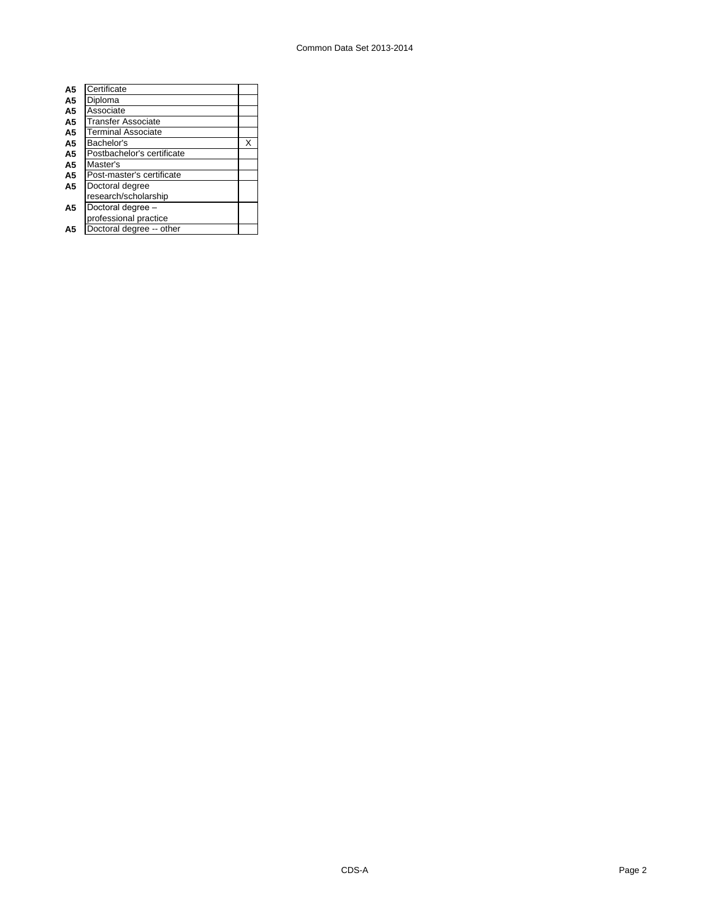| | | |
|---|---|---|
| **A5** | Certificate | |
| **A5** | Diploma | |
| **A5** | Associate | |
| **A5** | Transfer Associate | |
| **A5** | Terminal Associate | |
| **A5** | Bachelor's | X |
| **A5** | Postbachelor's certificate | |
| **A5** | Master's | |
| **A5** | Post-master's certificate | |
| **A5** | Doctoral degree research/scholarship | |
| **A5** | Doctoral degree – professional practice | |
| **A5** | Doctoral degree -- other | |